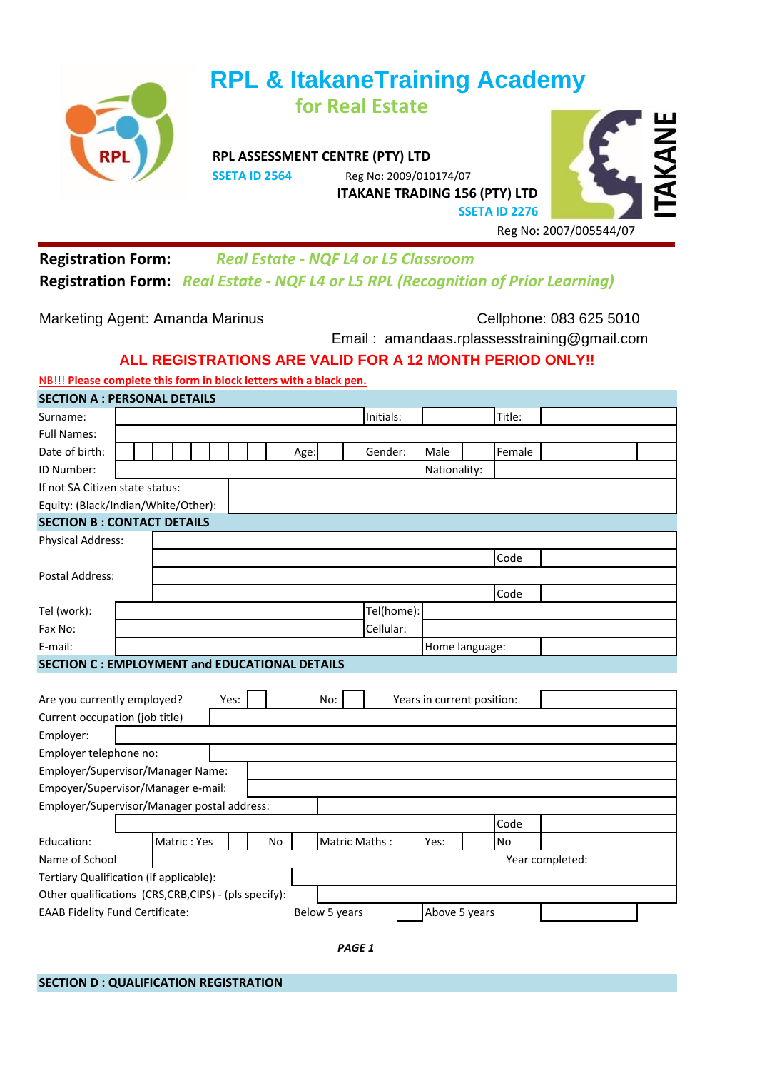# RPL & ItakaneTraining Academy

## for Real Estate

**RPL ASSESSMENT CENTRE (PTY) LTD**

**SSETA ID 2564** Reg No: 2009/010174/07

**ITAKANE TRADING 156 (PTY) LTD**

**SSETA ID 2276**

Reg No: 2007/005544/07

**Registration Form:** *Real Estate - NQF L4 or L5 Classroom*

**Registration Form:** *Real Estate - NQF L4 or L5 RPL (Recognition of Prior Learning)*

Marketing Agent: Amanda Marinus Cellphone: 083 625 5010

Email : amandaas.rplassesstraining@gmail.com

**ALL REGISTRATIONS ARE VALID FOR A 12 MONTH PERIOD ONLY!!**

NB!!! **Please complete this form in block letters with a black pen.**

### SECTION A : PERSONAL DETAILS

| | | | | | |
|---|---|---|---|---|---|
| Surname: | | Initials: | | Title: | |
| Full Names: | | | | | |
| Date of birth: | | Age: | Gender: | Male | Female |
| ID Number: | | | Nationality: | | |
| If not SA Citizen state status: | | | | | |
| Equity: (Black/Indian/White/Other): | | | | | |

### SECTION B : CONTACT DETAILS

| | | | |
|---|---|---|---|
| Physical Address: | | | |
| | | Code | |
| Postal Address: | | | |
| | | Code | |
| Tel (work): | | Tel(home): | |
| Fax No: | | Cellular: | |
| E-mail: | | Home language: | |

### SECTION C : EMPLOYMENT and EDUCATIONAL DETAILS

| | | | | | | |
|---|---|---|---|---|---|---|
| Are you currently employed? | Yes: | | No: | | Years in current position: | |
| Current occupation (job title) | | | | | | |
| Employer: | | | | | | |
| Employer telephone no: | | | | | | |
| Employer/Supervisor/Manager Name: | | | | | | |
| Empoyer/Supervisor/Manager e-mail: | | | | | | |
| Employer/Supervisor/Manager postal address: | | | | | | |
| | | | | | Code | |
| Education: | Matric : Yes | | No | Matric Maths : | Yes: | No |
| Name of School | | | | | Year completed: | |
| Tertiary Qualification (if applicable): | | | | | | |
| Other qualifications (CRS,CRB,CIPS) - (pls specify): | | | | | | |
| EAAB Fidelity Fund Certificate: | Below 5 years | | Above 5 years | | | |

### SECTION D : QUALIFICATION REGISTRATION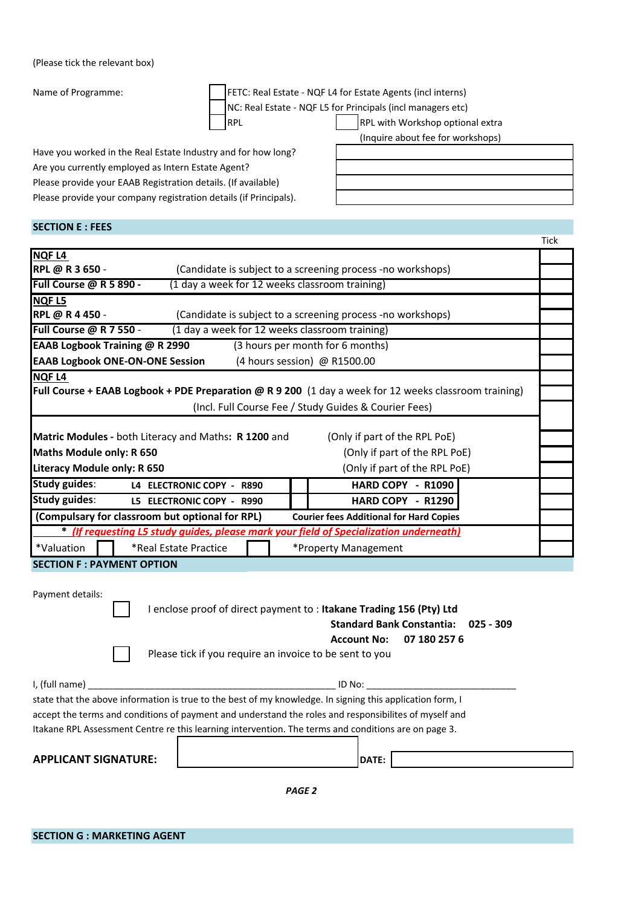(Please tick the relevant box)

Name of Programme:

- [ ] FETC: Real Estate - NQF L4 for Estate Agents (incl interns)
- [ ] NC: Real Estate - NQF L5 for Principals (incl managers etc)
- [ ] RPL
- [ ] RPL with Workshop optional extra (Inquire about fee for workshops)

| | |
|---|---|
| Have you worked in the Real Estate Industry and for how long? | |
| Are you currently employed as Intern Estate Agent? | |
| Please provide your EAAB Registration details. (If available) | |
| Please provide your company registration details (if Principals). | |

## SECTION E : FEES

| | Tick |
|---|---|
| **NQF L4** | |
| **RPL @ R 3 650** - (Candidate is subject to a screening process -no workshops) | |
| **Full Course @ R 5 890 -** (1 day a week for 12 weeks classroom training) | |
| **NQF L5** | |
| **RPL @ R 4 450** - (Candidate is subject to a screening process -no workshops) | |
| **Full Course @ R 7 550** - (1 day a week for 12 weeks classroom training) | |
| **EAAB Logbook Training @ R 2990** (3 hours per month for 6 months) | |
| **EAAB Logbook ONE-ON-ONE Session** (4 hours session) @ R1500.00 | |
| **NQF L4** | |
| **Full Course + EAAB Logbook + PDE Preparation @ R 9 200** (1 day a week for 12 weeks classroom training) (Incl. Full Course Fee / Study Guides & Courier Fees) | |
| **Matric Modules -** both Literacy and Maths**: R 1200** and (Only if part of the RPL PoE) | |
| **Maths Module only: R 650** (Only if part of the RPL PoE) | |
| **Literacy Module only: R 650** (Only if part of the RPL PoE) | |
| **Study guides:** **L4 ELECTRONIC COPY - R890** [ ] **HARD COPY - R1090** | |
| **Study guides:** **L5 ELECTRONIC COPY - R990** [ ] **HARD COPY - R1290** | |
| **(Compulsary for classroom but optional for RPL)** **Courier fees Additional for Hard Copies** | |
| * ***(If requesting L5 study guides, please mark your field of Specialization underneath)*** | |
| *Valuation [ ] *Real Estate Practice [ ] *Property Management | |

## SECTION F : PAYMENT OPTION

Payment details:

- [ ] I enclose proof of direct payment to : **Itakane Trading 156 (Pty) Ltd**
  **Standard Bank Constantia: 025 - 309**
  **Account No: 07 180 257 6**
- [ ] Please tick if you require an invoice to be sent to you

I, (full name) ________________________________________________ ID No: ____________________________
state that the above information is true to the best of my knowledge. In signing this application form, I accept the terms and conditions of payment and understand the roles and responsibilites of myself and Itakane RPL Assessment Centre re this learning intervention. The terms and conditions are on page 3.

**APPLICANT SIGNATURE:** ____________________ **DATE:** ____________________

## SECTION G : MARKETING AGENT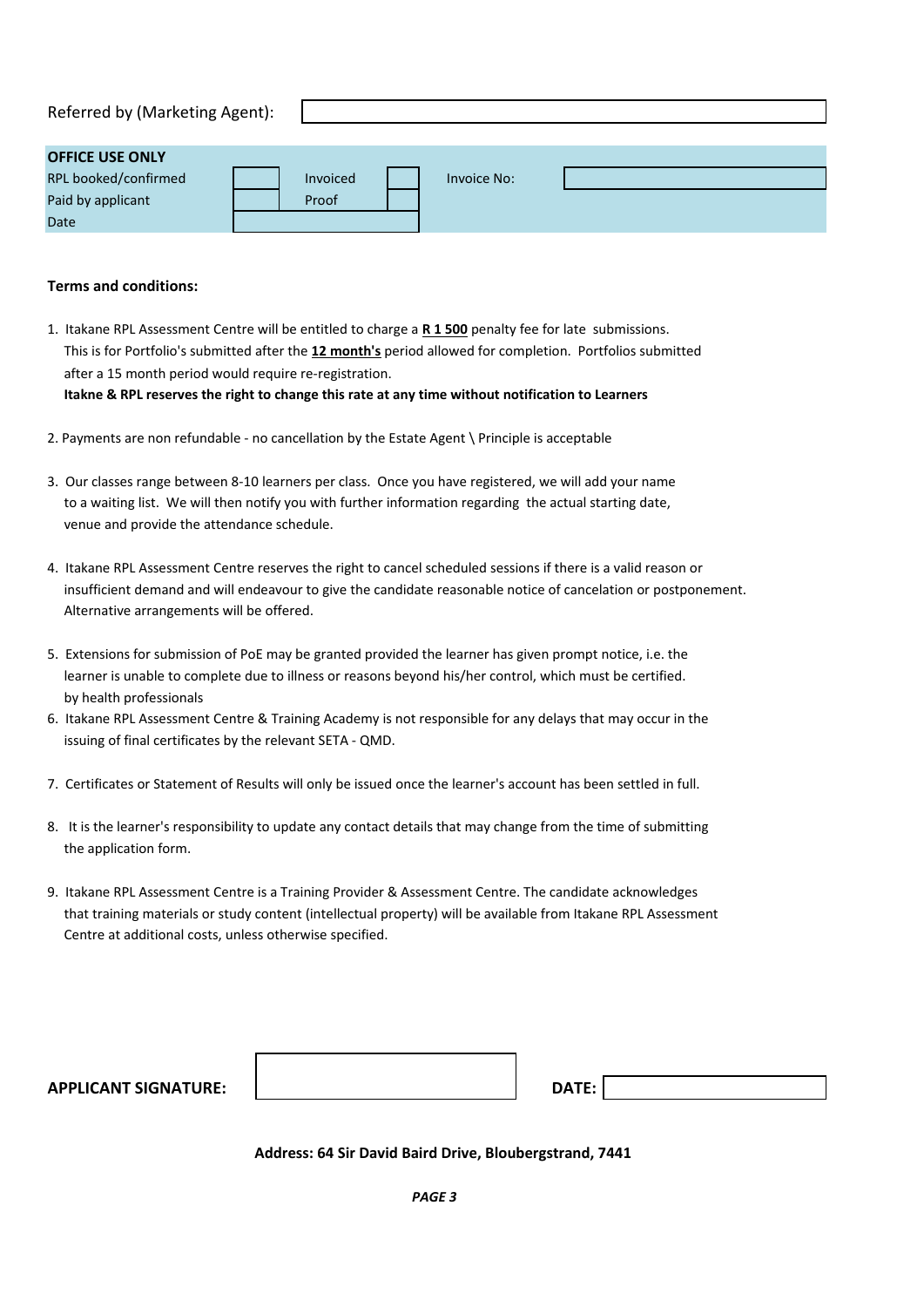Referred by (Marketing Agent):

| **OFFICE USE ONLY** | | | | | |
|---|---|---|---|---|---|
| RPL booked/confirmed | | Invoiced | | Invoice No: | |
| Paid by applicant | | Proof | | | |
| Date | | | | | |

**Terms and conditions:**

1. Itakane RPL Assessment Centre will be entitled to charge a **R 1 500** penalty fee for late submissions. This is for Portfolio's submitted after the **12 month's** period allowed for completion. Portfolios submitted after a 15 month period would require re-registration.
   **Itakne & RPL reserves the right to change this rate at any time without notification to Learners**

2. Payments are non refundable - no cancellation by the Estate Agent \ Principle is acceptable

3. Our classes range between 8-10 learners per class. Once you have registered, we will add your name to a waiting list. We will then notify you with further information regarding the actual starting date, venue and provide the attendance schedule.

4. Itakane RPL Assessment Centre reserves the right to cancel scheduled sessions if there is a valid reason or insufficient demand and will endeavour to give the candidate reasonable notice of cancelation or postponement. Alternative arrangements will be offered.

5. Extensions for submission of PoE may be granted provided the learner has given prompt notice, i.e. the learner is unable to complete due to illness or reasons beyond his/her control, which must be certified. by health professionals
6. Itakane RPL Assessment Centre & Training Academy is not responsible for any delays that may occur in the issuing of final certificates by the relevant SETA - QMD.

7. Certificates or Statement of Results will only be issued once the learner's account has been settled in full.

8. It is the learner's responsibility to update any contact details that may change from the time of submitting the application form.

9. Itakane RPL Assessment Centre is a Training Provider & Assessment Centre. The candidate acknowledges that training materials or study content (intellectual property) will be available from Itakane RPL Assessment Centre at additional costs, unless otherwise specified.

**APPLICANT SIGNATURE:** &nbsp;&nbsp;&nbsp;&nbsp; **DATE:**

**Address: 64 Sir David Baird Drive, Bloubergstrand, 7441**